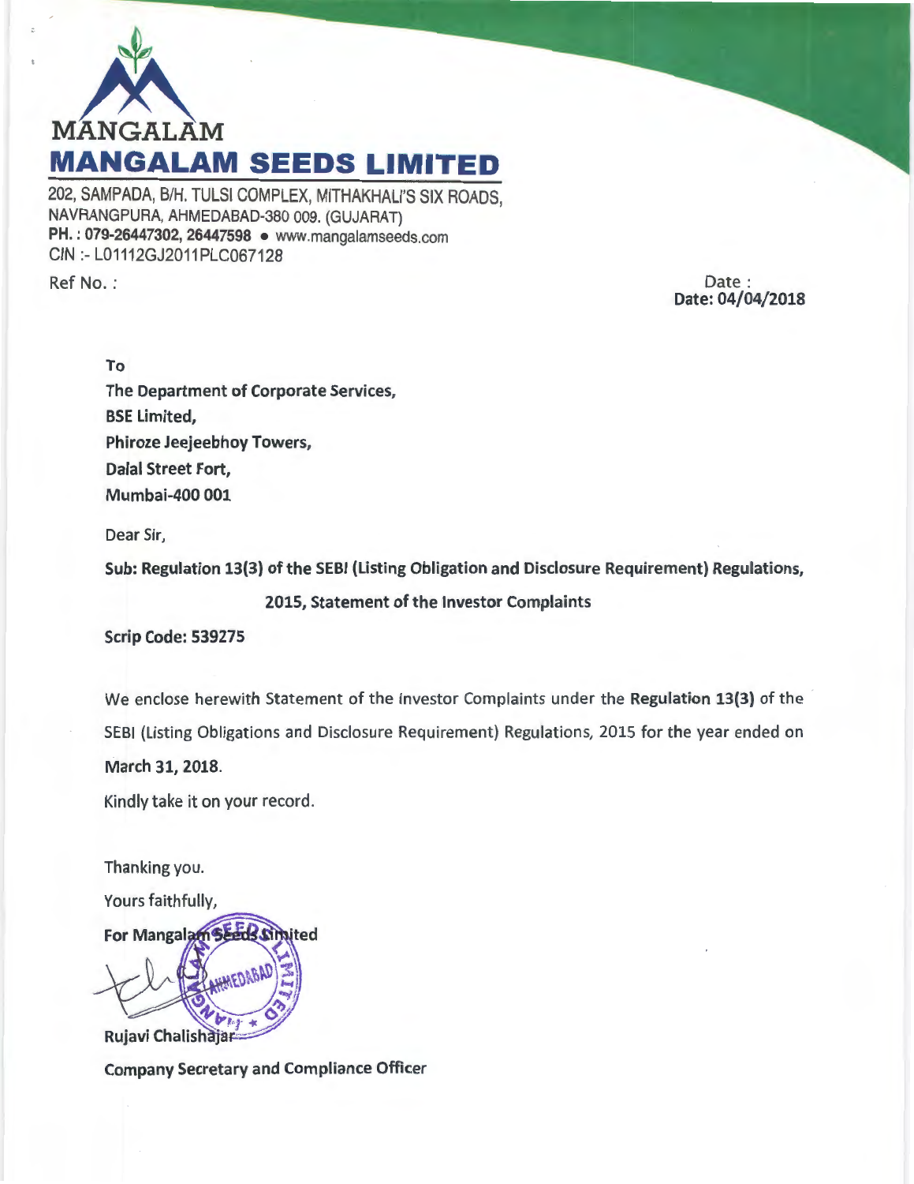MANGALAM

# MANGALAM SEEDS LIMITED

202, SAMPADA, B/H. TULSI COMPLEX, MITHAKHALI'S SIX ROADS,
NAVRANGPURA, AHMEDABAD-380 009. (GUJARAT)
**PH. : 079-26447302, 26447598** • www.mangalamseeds.com
CIN :- L01112GJ2011PLC067128

Ref No. :

Date :
**Date: 04/04/2018**

**To**
**The Department of Corporate Services,**
**BSE Limited,**
**Phiroze Jeejeebhoy Towers,**
**Dalal Street Fort,**
**Mumbai-400 001**

Dear Sir,

**Sub: Regulation 13(3) of the SEBI (Listing Obligation and Disclosure Requirement) Regulations, 2015, Statement of the Investor Complaints**

**Scrip Code: 539275**

We enclose herewith Statement of the Investor Complaints under the **Regulation 13(3)** of the SEBI (Listing Obligations and Disclosure Requirement) Regulations, 2015 for the year ended on **March 31, 2018**.

Kindly take it on your record.

Thanking you.

Yours faithfully,

**For Mangalam Seeds Limited**

**Rujavi Chalishajar**

**Company Secretary and Compliance Officer**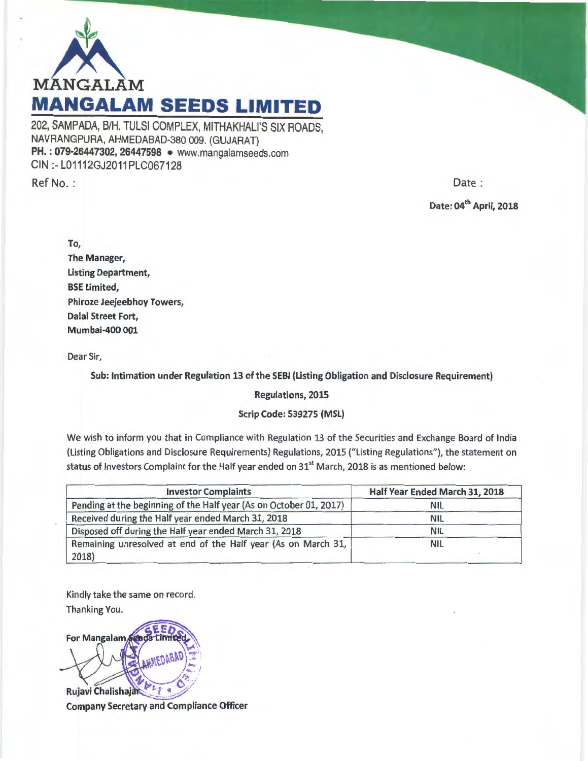MANGALAM

# MANGALAM SEEDS LIMITED

202, SAMPADA, B/H. TULSI COMPLEX, MITHAKHALI'S SIX ROADS, NAVRANGPURA, AHMEDABAD-380 009. (GUJARAT)
**PH. : 079-26447302, 26447598** • www.mangalamseeds.com
CIN :- L01112GJ2011PLC067128

Ref No. :

Date :

**Date: 04th April, 2018**

**To,**
**The Manager,**
**Listing Department,**
**BSE Limited,**
**Phiroze Jeejeebhoy Towers,**
**Dalal Street Fort,**
**Mumbai-400 001**

Dear Sir,

**Sub: Intimation under Regulation 13 of the SEBI (Listing Obligation and Disclosure Requirement) Regulations, 2015**

**Scrip Code: 539275 (MSL)**

We wish to inform you that in Compliance with Regulation 13 of the Securities and Exchange Board of India (Listing Obligations and Disclosure Requirements) Regulations, 2015 ("Listing Regulations"), the statement on status of Investors Complaint for the Half year ended on 31st March, 2018 is as mentioned below:

| Investor Complaints | Half Year Ended March 31, 2018 |
|---|---|
| Pending at the beginning of the Half year (As on October 01, 2017) | NIL |
| Received during the Half year ended March 31, 2018 | NIL |
| Disposed off during the Half year ended March 31, 2018 | NIL |
| Remaining unresolved at end of the Half year (As on March 31, 2018) | NIL |

Kindly take the same on record.

Thanking You.

For Mangalam Seeds Limited

Rujavi Chalishajar
**Company Secretary and Compliance Officer**